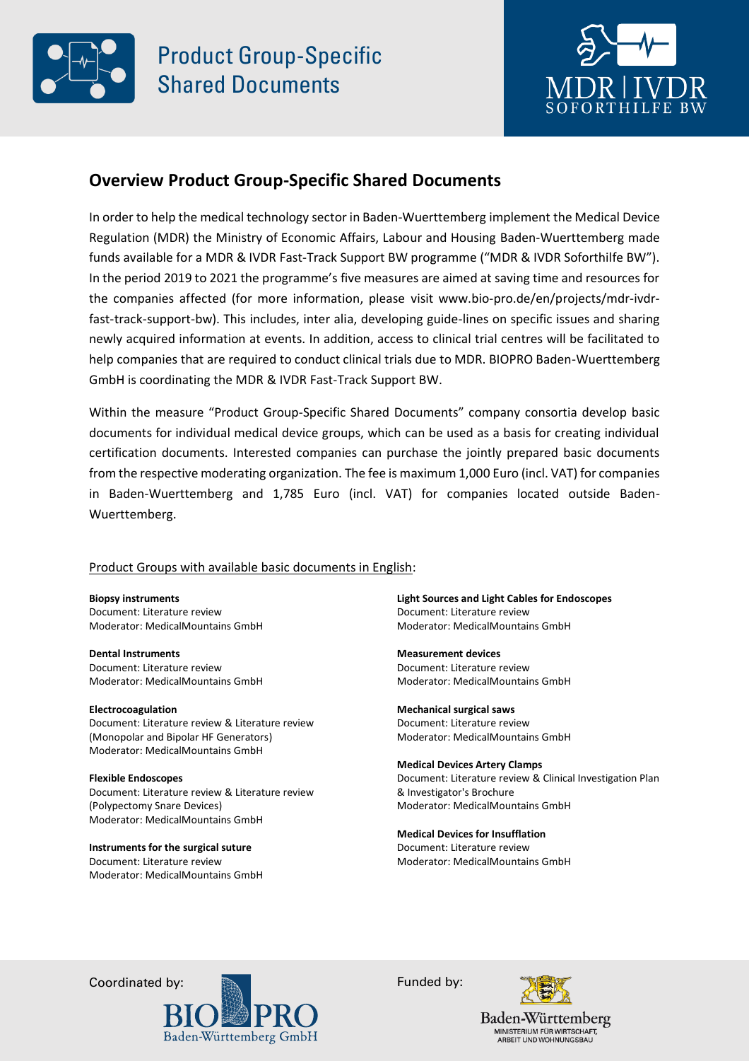# Product Group-Specific Shared Documents

## Overview Product Group-Specific Shared Documents

In order to help the medical technology sector in Baden-Wuerttemberg implement the Medical Device Regulation (MDR) the Ministry of Economic Affairs, Labour and Housing Baden-Wuerttemberg made funds available for a MDR & IVDR Fast-Track Support BW programme ("MDR & IVDR Soforthilfe BW"). In the period 2019 to 2021 the programme's five measures are aimed at saving time and resources for the companies affected (for more information, please visit www.bio-pro.de/en/projects/mdr-ivdr-fast-track-support-bw). This includes, inter alia, developing guide-lines on specific issues and sharing newly acquired information at events. In addition, access to clinical trial centres will be facilitated to help companies that are required to conduct clinical trials due to MDR. BIOPRO Baden-Wuerttemberg GmbH is coordinating the MDR & IVDR Fast-Track Support BW.

Within the measure "Product Group-Specific Shared Documents" company consortia develop basic documents for individual medical device groups, which can be used as a basis for creating individual certification documents. Interested companies can purchase the jointly prepared basic documents from the respective moderating organization. The fee is maximum 1,000 Euro (incl. VAT) for companies in Baden-Wuerttemberg and 1,785 Euro (incl. VAT) for companies located outside Baden-Wuerttemberg.

Product Groups with available basic documents in English:

**Biopsy instruments**
Document: Literature review
Moderator: MedicalMountains GmbH

**Dental Instruments**
Document: Literature review
Moderator: MedicalMountains GmbH

**Electrocoagulation**
Document: Literature review & Literature review (Monopolar and Bipolar HF Generators)
Moderator: MedicalMountains GmbH

**Flexible Endoscopes**
Document: Literature review & Literature review (Polypectomy Snare Devices)
Moderator: MedicalMountains GmbH

**Instruments for the surgical suture**
Document: Literature review
Moderator: MedicalMountains GmbH

**Light Sources and Light Cables for Endoscopes**
Document: Literature review
Moderator: MedicalMountains GmbH

**Measurement devices**
Document: Literature review
Moderator: MedicalMountains GmbH

**Mechanical surgical saws**
Document: Literature review
Moderator: MedicalMountains GmbH

**Medical Devices Artery Clamps**
Document: Literature review & Clinical Investigation Plan & Investigator's Brochure
Moderator: MedicalMountains GmbH

**Medical Devices for Insufflation**
Document: Literature review
Moderator: MedicalMountains GmbH

Coordinated by: BIOPRO Baden-Württemberg GmbH

Funded by: Baden-Württemberg Ministerium für Wirtschaft, Arbeit und Wohnungsbau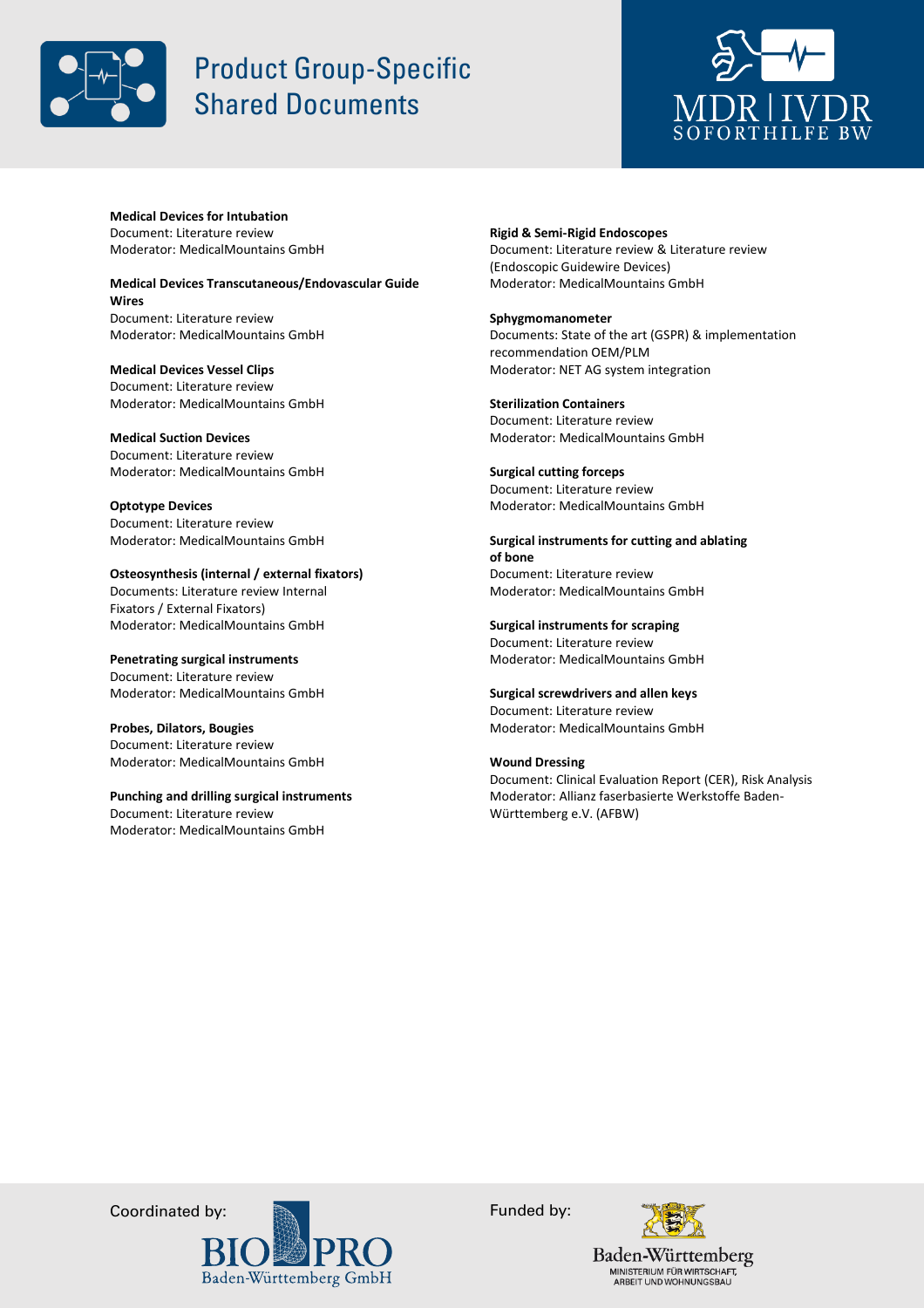# Product Group-Specific Shared Documents

**Medical Devices for Intubation**
Document: Literature review
Moderator: MedicalMountains GmbH

**Medical Devices Transcutaneous/Endovascular Guide Wires**
Document: Literature review
Moderator: MedicalMountains GmbH

**Medical Devices Vessel Clips**
Document: Literature review
Moderator: MedicalMountains GmbH

**Medical Suction Devices**
Document: Literature review
Moderator: MedicalMountains GmbH

**Optotype Devices**
Document: Literature review
Moderator: MedicalMountains GmbH

**Osteosynthesis (internal / external fixators)**
Documents: Literature review Internal Fixators / External Fixators)
Moderator: MedicalMountains GmbH

**Penetrating surgical instruments**
Document: Literature review
Moderator: MedicalMountains GmbH

**Probes, Dilators, Bougies**
Document: Literature review
Moderator: MedicalMountains GmbH

**Punching and drilling surgical instruments**
Document: Literature review
Moderator: MedicalMountains GmbH

**Rigid & Semi-Rigid Endoscopes**
Document: Literature review & Literature review (Endoscopic Guidewire Devices)
Moderator: MedicalMountains GmbH

**Sphygmomanometer**
Documents: State of the art (GSPR) & implementation recommendation OEM/PLM
Moderator: NET AG system integration

**Sterilization Containers**
Document: Literature review
Moderator: MedicalMountains GmbH

**Surgical cutting forceps**
Document: Literature review
Moderator: MedicalMountains GmbH

**Surgical instruments for cutting and ablating of bone**
Document: Literature review
Moderator: MedicalMountains GmbH

**Surgical instruments for scraping**
Document: Literature review
Moderator: MedicalMountains GmbH

**Surgical screwdrivers and allen keys**
Document: Literature review
Moderator: MedicalMountains GmbH

**Wound Dressing**
Document: Clinical Evaluation Report (CER), Risk Analysis
Moderator: Allianz faserbasierte Werkstoffe Baden-Württemberg e.V. (AFBW)

Coordinated by: BIOPRO Baden-Württemberg GmbH

Funded by: Baden-Württemberg Ministerium für Wirtschaft, Arbeit und Wohnungsbau